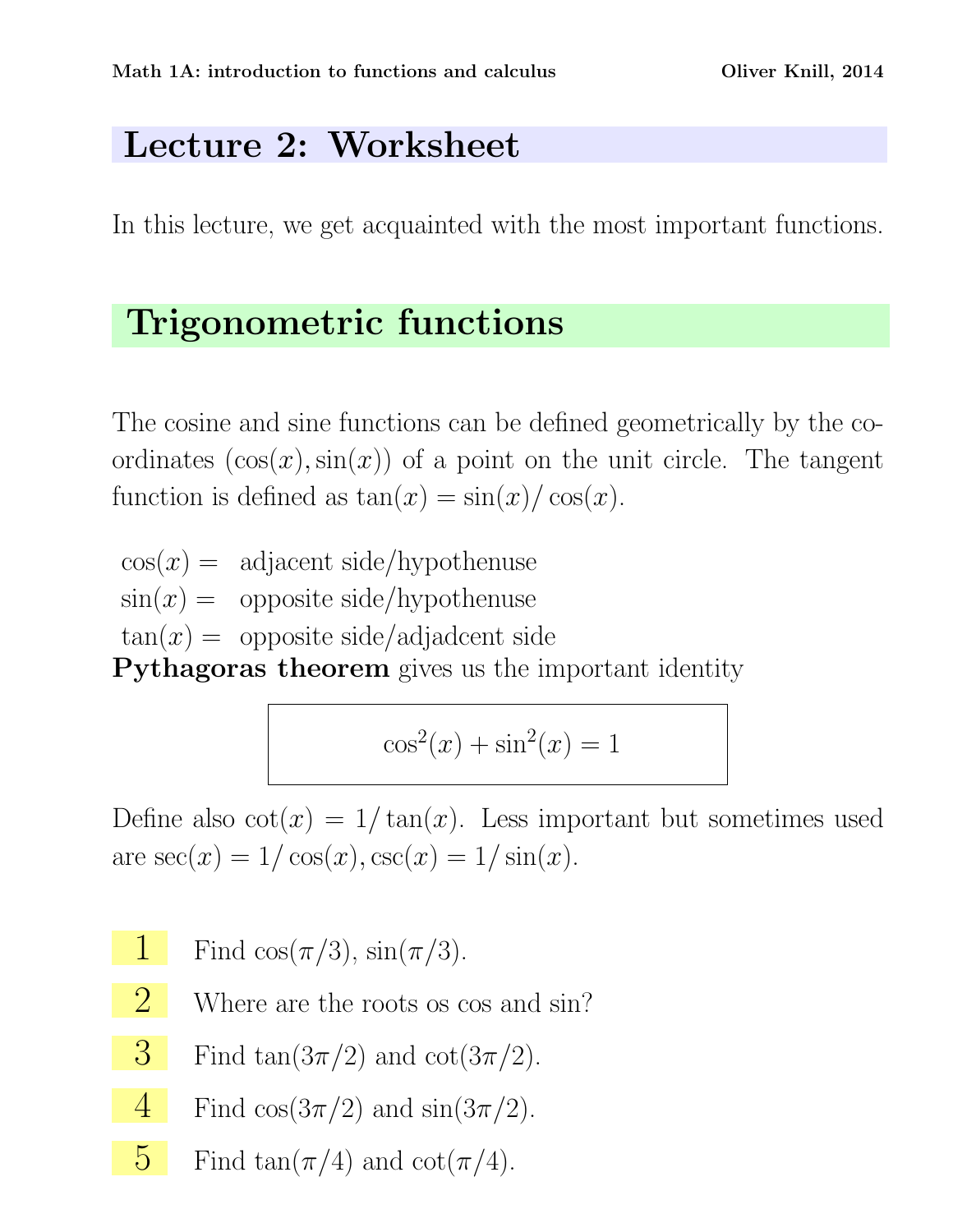# Lecture 2: Worksheet

In this lecture, we get acquainted with the most important functions.

## Trigonometric functions

The cosine and sine functions can be defined geometrically by the coordinates $(\cos(x), \sin(x))$ of a point on the unit circle. The tangent function is defined as $\tan(x) = \sin(x)/\cos(x)$.

$\cos(x) =$ adjacent side/hypothenuse
$\sin(x) =$ opposite side/hypothenuse
$\tan(x) =$ opposite side/adjadcent side

**Pythagoras theorem** gives us the important identity

$$\cos^2(x) + \sin^2(x) = 1$$

Define also $\cot(x) = 1/\tan(x)$. Less important but sometimes used are $\sec(x) = 1/\cos(x), \csc(x) = 1/\sin(x)$.

1. Find $\cos(\pi/3)$, $\sin(\pi/3)$.
2. Where are the roots os cos and sin?
3. Find $\tan(3\pi/2)$ and $\cot(3\pi/2)$.
4. Find $\cos(3\pi/2)$ and $\sin(3\pi/2)$.
5. Find $\tan(\pi/4)$ and $\cot(\pi/4)$.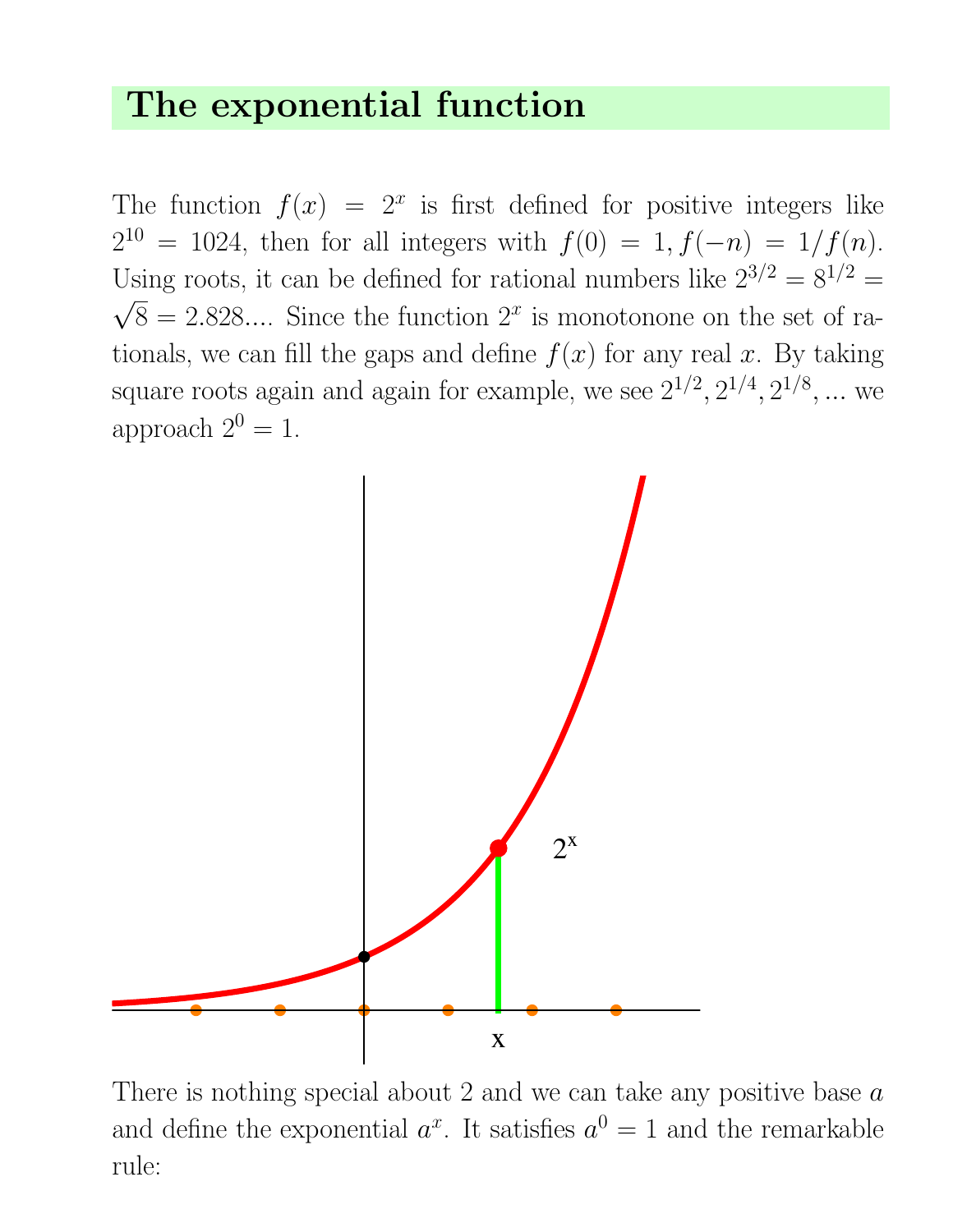## The exponential function

The function $f(x) = 2^x$ is first defined for positive integers like $2^{10} = 1024$, then for all integers with $f(0) = 1, f(-n) = 1/f(n)$. Using roots, it can be defined for rational numbers like $2^{3/2} = 8^{1/2} = \sqrt{8} = 2.828...$. Since the function $2^x$ is monotonone on the set of rationals, we can fill the gaps and define $f(x)$ for any real $x$. By taking square roots again and again for example, we see $2^{1/2}, 2^{1/4}, 2^{1/8}, ...$ we approach $2^0 = 1$.

There is nothing special about 2 and we can take any positive base $a$ and define the exponential $a^x$. It satisfies $a^0 = 1$ and the remarkable rule: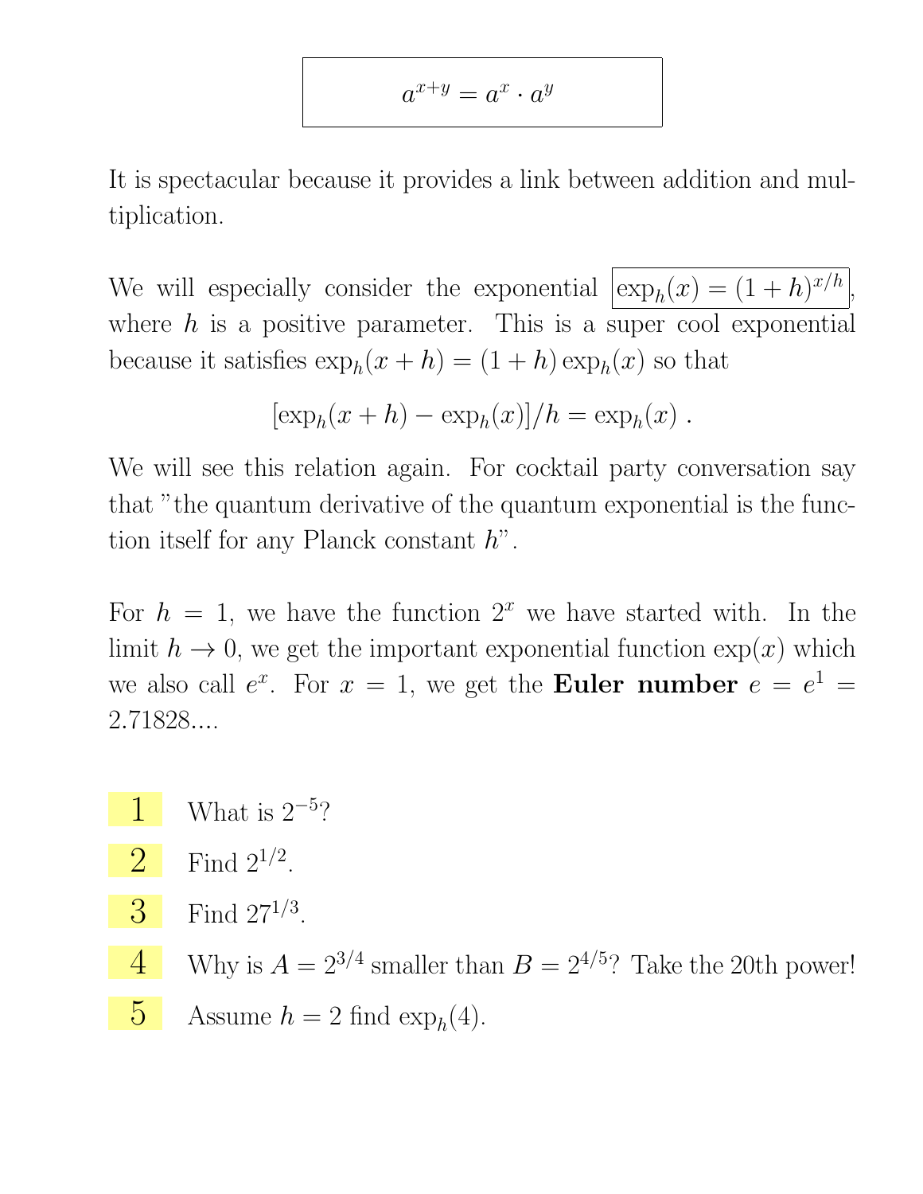$$\boxed{a^{x+y} = a^x \cdot a^y}$$

It is spectacular because it provides a link between addition and multiplication.

We will especially consider the exponential $\boxed{\exp_h(x) = (1+h)^{x/h}}$, where $h$ is a positive parameter. This is a super cool exponential because it satisfies $\exp_h(x+h) = (1+h)\exp_h(x)$ so that

$$[\exp_h(x+h) - \exp_h(x)]/h = \exp_h(x) \; .$$

We will see this relation again. For cocktail party conversation say that "the quantum derivative of the quantum exponential is the function itself for any Planck constant $h$".

For $h = 1$, we have the function $2^x$ we have started with. In the limit $h \to 0$, we get the important exponential function $\exp(x)$ which we also call $e^x$. For $x = 1$, we get the **Euler number** $e = e^1 = 2.71828...$.

**1** What is $2^{-5}$?

**2** Find $2^{1/2}$.

**3** Find $27^{1/3}$.

**4** Why is $A = 2^{3/4}$ smaller than $B = 2^{4/5}$? Take the 20th power!

**5** Assume $h = 2$ find $\exp_h(4)$.